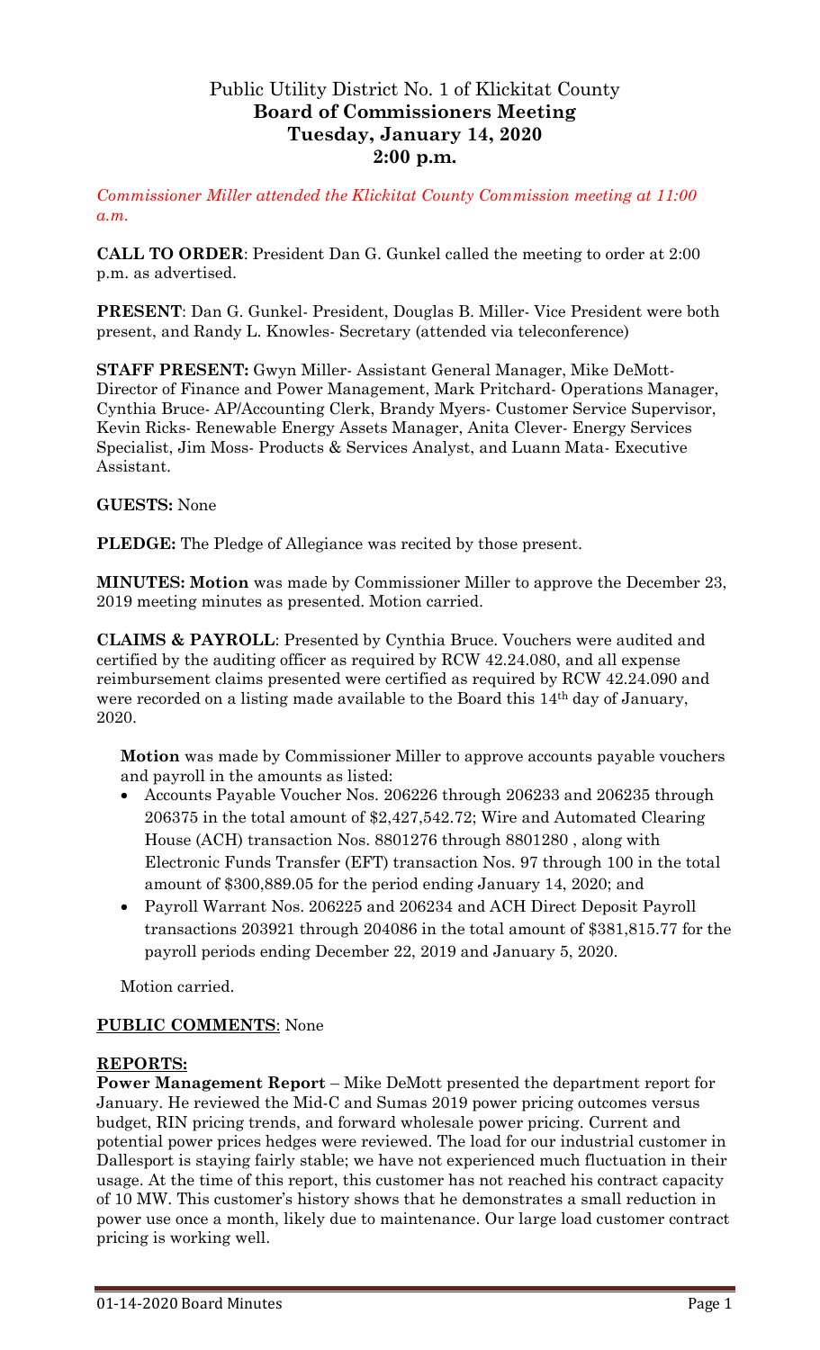# Public Utility District No. 1 of Klickitat County
## Board of Commissioners Meeting
## Tuesday, January 14, 2020
## 2:00 p.m.

*Commissioner Miller attended the Klickitat County Commission meeting at 11:00 a.m.*

**CALL TO ORDER**: President Dan G. Gunkel called the meeting to order at 2:00 p.m. as advertised.

**PRESENT**: Dan G. Gunkel- President, Douglas B. Miller- Vice President were both present, and Randy L. Knowles- Secretary (attended via teleconference)

**STAFF PRESENT:** Gwyn Miller- Assistant General Manager, Mike DeMott- Director of Finance and Power Management, Mark Pritchard- Operations Manager, Cynthia Bruce- AP/Accounting Clerk, Brandy Myers- Customer Service Supervisor, Kevin Ricks- Renewable Energy Assets Manager, Anita Clever- Energy Services Specialist, Jim Moss- Products & Services Analyst, and Luann Mata- Executive Assistant.

**GUESTS:** None

**PLEDGE:** The Pledge of Allegiance was recited by those present.

**MINUTES: Motion** was made by Commissioner Miller to approve the December 23, 2019 meeting minutes as presented. Motion carried.

**CLAIMS & PAYROLL**: Presented by Cynthia Bruce. Vouchers were audited and certified by the auditing officer as required by RCW 42.24.080, and all expense reimbursement claims presented were certified as required by RCW 42.24.090 and were recorded on a listing made available to the Board this 14th day of January, 2020.

**Motion** was made by Commissioner Miller to approve accounts payable vouchers and payroll in the amounts as listed:

- Accounts Payable Voucher Nos. 206226 through 206233 and 206235 through 206375 in the total amount of $2,427,542.72; Wire and Automated Clearing House (ACH) transaction Nos. 8801276 through 8801280 , along with Electronic Funds Transfer (EFT) transaction Nos. 97 through 100 in the total amount of $300,889.05 for the period ending January 14, 2020; and
- Payroll Warrant Nos. 206225 and 206234 and ACH Direct Deposit Payroll transactions 203921 through 204086 in the total amount of $381,815.77 for the payroll periods ending December 22, 2019 and January 5, 2020.

Motion carried.

**PUBLIC COMMENTS**: None

**REPORTS:**

**Power Management Report** – Mike DeMott presented the department report for January. He reviewed the Mid-C and Sumas 2019 power pricing outcomes versus budget, RIN pricing trends, and forward wholesale power pricing. Current and potential power prices hedges were reviewed. The load for our industrial customer in Dallesport is staying fairly stable; we have not experienced much fluctuation in their usage. At the time of this report, this customer has not reached his contract capacity of 10 MW. This customer's history shows that he demonstrates a small reduction in power use once a month, likely due to maintenance. Our large load customer contract pricing is working well.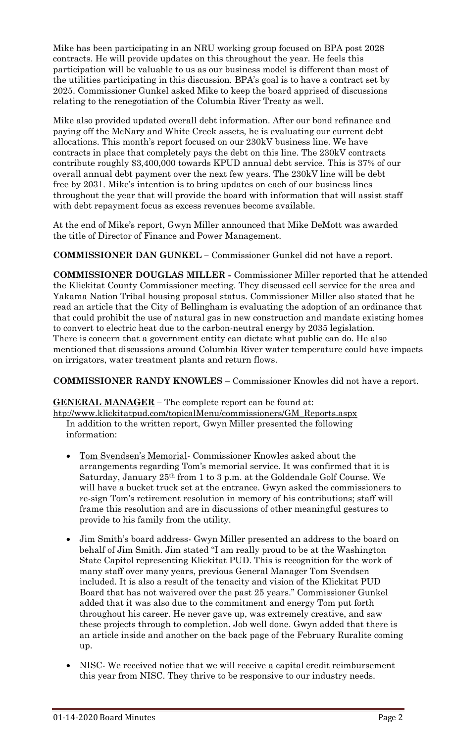Mike has been participating in an NRU working group focused on BPA post 2028 contracts. He will provide updates on this throughout the year. He feels this participation will be valuable to us as our business model is different than most of the utilities participating in this discussion. BPA's goal is to have a contract set by 2025. Commissioner Gunkel asked Mike to keep the board apprised of discussions relating to the renegotiation of the Columbia River Treaty as well.

Mike also provided updated overall debt information. After our bond refinance and paying off the McNary and White Creek assets, he is evaluating our current debt allocations. This month's report focused on our 230kV business line. We have contracts in place that completely pays the debt on this line. The 230kV contracts contribute roughly $3,400,000 towards KPUD annual debt service. This is 37% of our overall annual debt payment over the next few years. The 230kV line will be debt free by 2031. Mike's intention is to bring updates on each of our business lines throughout the year that will provide the board with information that will assist staff with debt repayment focus as excess revenues become available.

At the end of Mike's report, Gwyn Miller announced that Mike DeMott was awarded the title of Director of Finance and Power Management.

**COMMISSIONER DAN GUNKEL –** Commissioner Gunkel did not have a report.

**COMMISSIONER DOUGLAS MILLER -** Commissioner Miller reported that he attended the Klickitat County Commissioner meeting. They discussed cell service for the area and Yakama Nation Tribal housing proposal status. Commissioner Miller also stated that he read an article that the City of Bellingham is evaluating the adoption of an ordinance that that could prohibit the use of natural gas in new construction and mandate existing homes to convert to electric heat due to the carbon-neutral energy by 2035 legislation. There is concern that a government entity can dictate what public can do. He also mentioned that discussions around Columbia River water temperature could have impacts on irrigators, water treatment plants and return flows.

**COMMISSIONER RANDY KNOWLES** – Commissioner Knowles did not have a report.

**GENERAL MANAGER –** The complete report can be found at: http://www.klickitatpud.com/topicalMenu/commissioners/GM_Reports.aspx

In addition to the written report, Gwyn Miller presented the following information:

- Tom Svendsen's Memorial- Commissioner Knowles asked about the arrangements regarding Tom's memorial service. It was confirmed that it is Saturday, January 25th from 1 to 3 p.m. at the Goldendale Golf Course. We will have a bucket truck set at the entrance. Gwyn asked the commissioners to re-sign Tom's retirement resolution in memory of his contributions; staff will frame this resolution and are in discussions of other meaningful gestures to provide to his family from the utility.

- Jim Smith's board address- Gwyn Miller presented an address to the board on behalf of Jim Smith. Jim stated "I am really proud to be at the Washington State Capitol representing Klickitat PUD. This is recognition for the work of many staff over many years, previous General Manager Tom Svendsen included. It is also a result of the tenacity and vision of the Klickitat PUD Board that has not waivered over the past 25 years." Commissioner Gunkel added that it was also due to the commitment and energy Tom put forth throughout his career. He never gave up, was extremely creative, and saw these projects through to completion. Job well done. Gwyn added that there is an article inside and another on the back page of the February Ruralite coming up.

- NISC- We received notice that we will receive a capital credit reimbursement this year from NISC. They thrive to be responsive to our industry needs.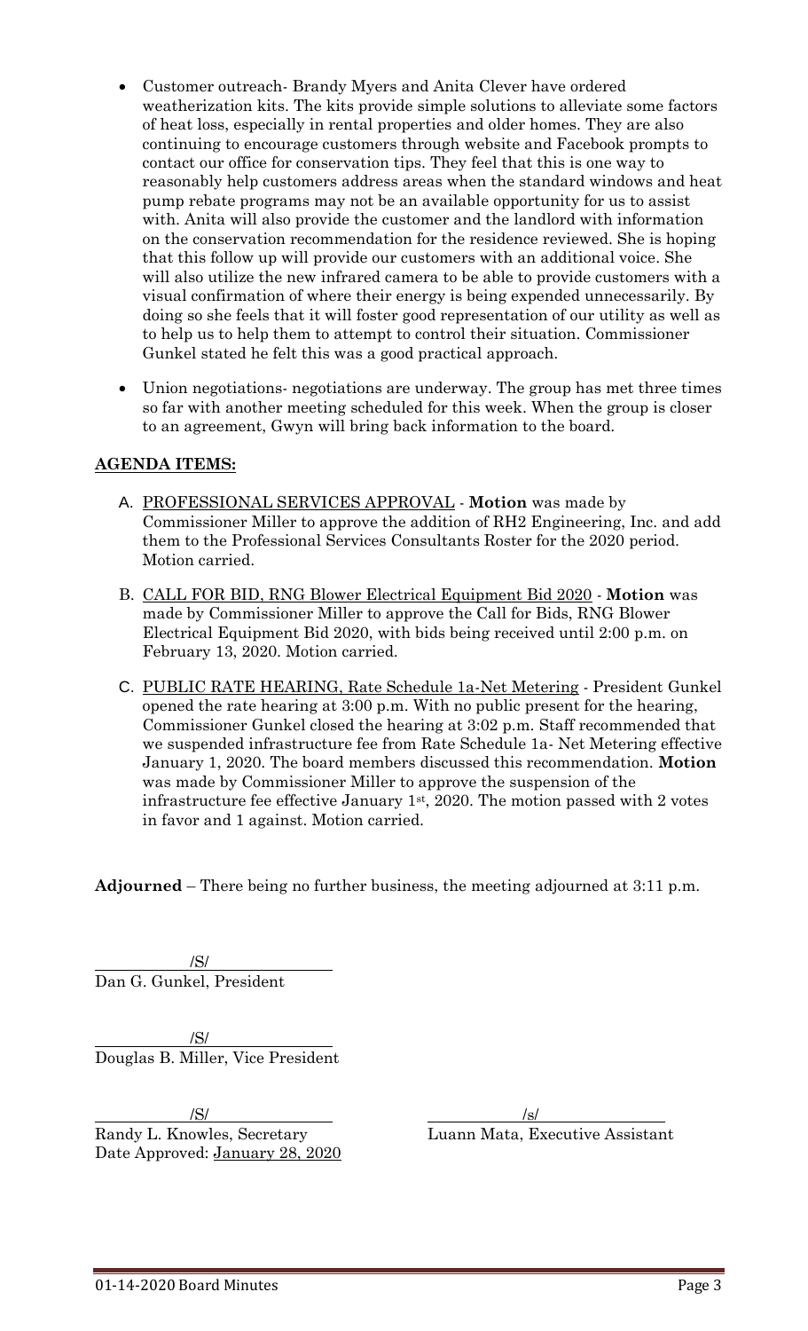- Customer outreach- Brandy Myers and Anita Clever have ordered weatherization kits. The kits provide simple solutions to alleviate some factors of heat loss, especially in rental properties and older homes. They are also continuing to encourage customers through website and Facebook prompts to contact our office for conservation tips. They feel that this is one way to reasonably help customers address areas when the standard windows and heat pump rebate programs may not be an available opportunity for us to assist with. Anita will also provide the customer and the landlord with information on the conservation recommendation for the residence reviewed. She is hoping that this follow up will provide our customers with an additional voice. She will also utilize the new infrared camera to be able to provide customers with a visual confirmation of where their energy is being expended unnecessarily. By doing so she feels that it will foster good representation of our utility as well as to help us to help them to attempt to control their situation. Commissioner Gunkel stated he felt this was a good practical approach.
- Union negotiations- negotiations are underway. The group has met three times so far with another meeting scheduled for this week. When the group is closer to an agreement, Gwyn will bring back information to the board.

**AGENDA ITEMS:**

A. PROFESSIONAL SERVICES APPROVAL - **Motion** was made by Commissioner Miller to approve the addition of RH2 Engineering, Inc. and add them to the Professional Services Consultants Roster for the 2020 period. Motion carried.

B. CALL FOR BID, RNG Blower Electrical Equipment Bid 2020 - **Motion** was made by Commissioner Miller to approve the Call for Bids, RNG Blower Electrical Equipment Bid 2020, with bids being received until 2:00 p.m. on February 13, 2020. Motion carried.

C. PUBLIC RATE HEARING, Rate Schedule 1a-Net Metering - President Gunkel opened the rate hearing at 3:00 p.m. With no public present for the hearing, Commissioner Gunkel closed the hearing at 3:02 p.m. Staff recommended that we suspended infrastructure fee from Rate Schedule 1a- Net Metering effective January 1, 2020. The board members discussed this recommendation. **Motion** was made by Commissioner Miller to approve the suspension of the infrastructure fee effective January 1st, 2020. The motion passed with 2 votes in favor and 1 against. Motion carried.

**Adjourned** – There being no further business, the meeting adjourned at 3:11 p.m.

/S/
Dan G. Gunkel, President

/S/
Douglas B. Miller, Vice President

/S/
Randy L. Knowles, Secretary
Date Approved: January 28, 2020

/s/
Luann Mata, Executive Assistant